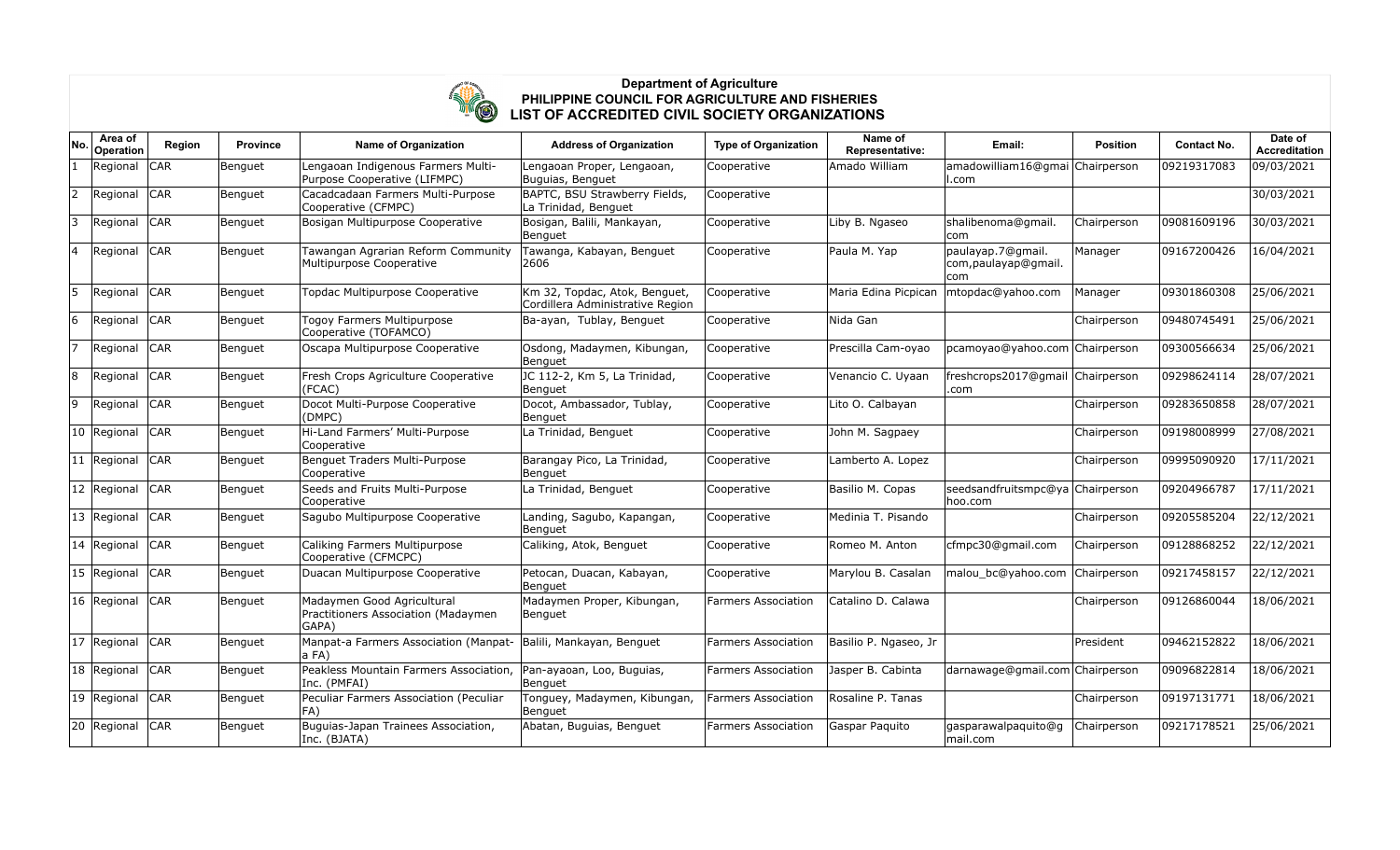# Department of Agriculture
## PHILIPPINE COUNCIL FOR AGRICULTURE AND FISHERIES
## LIST OF ACCREDITED CIVIL SOCIETY ORGANIZATIONS

| No. | Area of Operation | Region | Province | Name of Organization | Address of Organization | Type of Organization | Name of Representative: | Email: | Position | Contact No. | Date of Accreditation |
|---|---|---|---|---|---|---|---|---|---|---|---|
| 1 | Regional | CAR | Benguet | Lengaoan Indigenous Farmers Multi-Purpose Cooperative (LIFMPC) | Lengaoan Proper, Lengaoan, Buguias, Benguet | Cooperative | Amado William | amadowilliam16@gmail.com | Chairperson | 09219317083 | 09/03/2021 |
| 2 | Regional | CAR | Benguet | Cacadcadaan Farmers Multi-Purpose Cooperative (CFMPC) | BAPTC, BSU Strawberry Fields, La Trinidad, Benguet | Cooperative | | | | | 30/03/2021 |
| 3 | Regional | CAR | Benguet | Bosigan Multipurpose Cooperative | Bosigan, Balili, Mankayan, Benguet | Cooperative | Liby B. Ngaseo | shalibenoma@gmail.com | Chairperson | 09081609196 | 30/03/2021 |
| 4 | Regional | CAR | Benguet | Tawangan Agrarian Reform Community Multipurpose Cooperative | Tawanga, Kabayan, Benguet 2606 | Cooperative | Paula M. Yap | paulayap.7@gmail.com,paulayap@gmail.com | Manager | 09167200426 | 16/04/2021 |
| 5 | Regional | CAR | Benguet | Topdac Multipurpose Cooperative | Km 32, Topdac, Atok, Benguet, Cordillera Administrative Region | Cooperative | Maria Edina Picpican | mtopdac@yahoo.com | Manager | 09301860308 | 25/06/2021 |
| 6 | Regional | CAR | Benguet | Togoy Farmers Multipurpose Cooperative (TOFAMCO) | Ba-ayan, Tublay, Benguet | Cooperative | Nida Gan | | Chairperson | 09480745491 | 25/06/2021 |
| 7 | Regional | CAR | Benguet | Oscapa Multipurpose Cooperative | Osdong, Madaymen, Kibungan, Benguet | Cooperative | Prescilla Cam-oyao | pcamoyao@yahoo.com | Chairperson | 09300566634 | 25/06/2021 |
| 8 | Regional | CAR | Benguet | Fresh Crops Agriculture Cooperative (FCAC) | JC 112-2, Km 5, La Trinidad, Benguet | Cooperative | Venancio C. Uyaan | freshcrops2017@gmail.com | Chairperson | 09298624114 | 28/07/2021 |
| 9 | Regional | CAR | Benguet | Docot Multi-Purpose Cooperative (DMPC) | Docot, Ambassador, Tublay, Benguet | Cooperative | Lito O. Calbayan | | Chairperson | 09283650858 | 28/07/2021 |
| 10 | Regional | CAR | Benguet | Hi-Land Farmers' Multi-Purpose Cooperative | La Trinidad, Benguet | Cooperative | John M. Sagpaey | | Chairperson | 09198008999 | 27/08/2021 |
| 11 | Regional | CAR | Benguet | Benguet Traders Multi-Purpose Cooperative | Barangay Pico, La Trinidad, Benguet | Cooperative | Lamberto A. Lopez | | Chairperson | 09995090920 | 17/11/2021 |
| 12 | Regional | CAR | Benguet | Seeds and Fruits Multi-Purpose Cooperative | La Trinidad, Benguet | Cooperative | Basilio M. Copas | seedsandfruitsmpc@yahoo.com | Chairperson | 09204966787 | 17/11/2021 |
| 13 | Regional | CAR | Benguet | Sagubo Multipurpose Cooperative | Landing, Sagubo, Kapangan, Benguet | Cooperative | Medinia T. Pisando | | Chairperson | 09205585204 | 22/12/2021 |
| 14 | Regional | CAR | Benguet | Caliking Farmers Multipurpose Cooperative (CFMCPC) | Caliking, Atok, Benguet | Cooperative | Romeo M. Anton | cfmpc30@gmail.com | Chairperson | 09128868252 | 22/12/2021 |
| 15 | Regional | CAR | Benguet | Duacan Multipurpose Cooperative | Petocan, Duacan, Kabayan, Benguet | Cooperative | Marylou B. Casalan | malou_bc@yahoo.com | Chairperson | 09217458157 | 22/12/2021 |
| 16 | Regional | CAR | Benguet | Madaymen Good Agricultural Practitioners Association (Madaymen GAPA) | Madaymen Proper, Kibungan, Benguet | Farmers Association | Catalino D. Calawa | | Chairperson | 09126860044 | 18/06/2021 |
| 17 | Regional | CAR | Benguet | Manpat-a Farmers Association (Manpat-a FA) | Balili, Mankayan, Benguet | Farmers Association | Basilio P. Ngaseo, Jr | | President | 09462152822 | 18/06/2021 |
| 18 | Regional | CAR | Benguet | Peakless Mountain Farmers Association, Inc. (PMFAI) | Pan-ayaoan, Loo, Buguias, Benguet | Farmers Association | Jasper B. Cabinta | darnawage@gmail.com | Chairperson | 09096822814 | 18/06/2021 |
| 19 | Regional | CAR | Benguet | Peculiar Farmers Association (Peculiar FA) | Tonguey, Madaymen, Kibungan, Benguet | Farmers Association | Rosaline P. Tanas | | Chairperson | 09197131771 | 18/06/2021 |
| 20 | Regional | CAR | Benguet | Buguias-Japan Trainees Association, Inc. (BJATA) | Abatan, Buguias, Benguet | Farmers Association | Gaspar Paquito | gasparawalpaquito@gmail.com | Chairperson | 09217178521 | 25/06/2021 |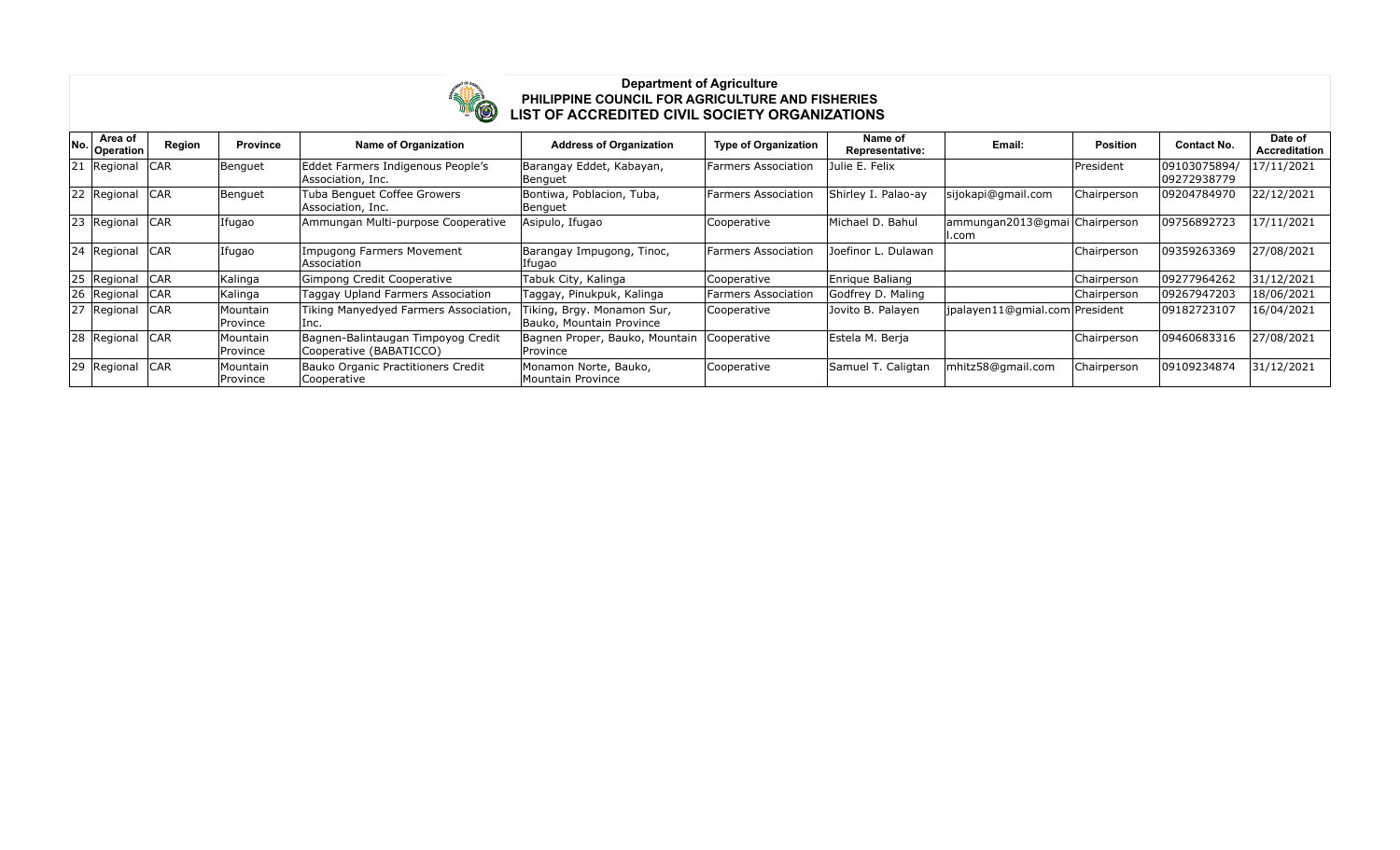**Department of Agriculture**
**PHILIPPINE COUNCIL FOR AGRICULTURE AND FISHERIES**
**LIST OF ACCREDITED CIVIL SOCIETY ORGANIZATIONS**

| No. | Area of Operation | Region | Province | Name of Organization | Address of Organization | Type of Organization | Name of Representative: | Email: | Position | Contact No. | Date of Accreditation |
|---|---|---|---|---|---|---|---|---|---|---|---|
| 21 | Regional | CAR | Benguet | Eddet Farmers Indigenous People's Association, Inc. | Barangay Eddet, Kabayan, Benguet | Farmers Association | Julie E. Felix | | President | 09103075894/ 09272938779 | 17/11/2021 |
| 22 | Regional | CAR | Benguet | Tuba Benguet Coffee Growers Association, Inc. | Bontiwa, Poblacion, Tuba, Benguet | Farmers Association | Shirley I. Palao-ay | sijokapi@gmail.com | Chairperson | 09204784970 | 22/12/2021 |
| 23 | Regional | CAR | Ifugao | Ammungan Multi-purpose Cooperative | Asipulo, Ifugao | Cooperative | Michael D. Bahul | ammungan2013@gmail.com | Chairperson | 09756892723 | 17/11/2021 |
| 24 | Regional | CAR | Ifugao | Impugong Farmers Movement Association | Barangay Impugong, Tinoc, Ifugao | Farmers Association | Joefinor L. Dulawan | | Chairperson | 09359263369 | 27/08/2021 |
| 25 | Regional | CAR | Kalinga | Gimpong Credit Cooperative | Tabuk City, Kalinga | Cooperative | Enrique Baliang | | Chairperson | 09277964262 | 31/12/2021 |
| 26 | Regional | CAR | Kalinga | Taggay Upland Farmers Association | Taggay, Pinukpuk, Kalinga | Farmers Association | Godfrey D. Maling | | Chairperson | 09267947203 | 18/06/2021 |
| 27 | Regional | CAR | Mountain Province | Tiking Manyedyed Farmers Association, Inc. | Tiking, Brgy. Monamon Sur, Bauko, Mountain Province | Cooperative | Jovito B. Palayen | jpalayen11@gmial.com | President | 09182723107 | 16/04/2021 |
| 28 | Regional | CAR | Mountain Province | Bagnen-Balintaugan Timpoyog Credit Cooperative (BABATICCO) | Bagnen Proper, Bauko, Mountain Province | Cooperative | Estela M. Berja | | Chairperson | 09460683316 | 27/08/2021 |
| 29 | Regional | CAR | Mountain Province | Bauko Organic Practitioners Credit Cooperative | Monamon Norte, Bauko, Mountain Province | Cooperative | Samuel T. Caligtan | mhitz58@gmail.com | Chairperson | 09109234874 | 31/12/2021 |